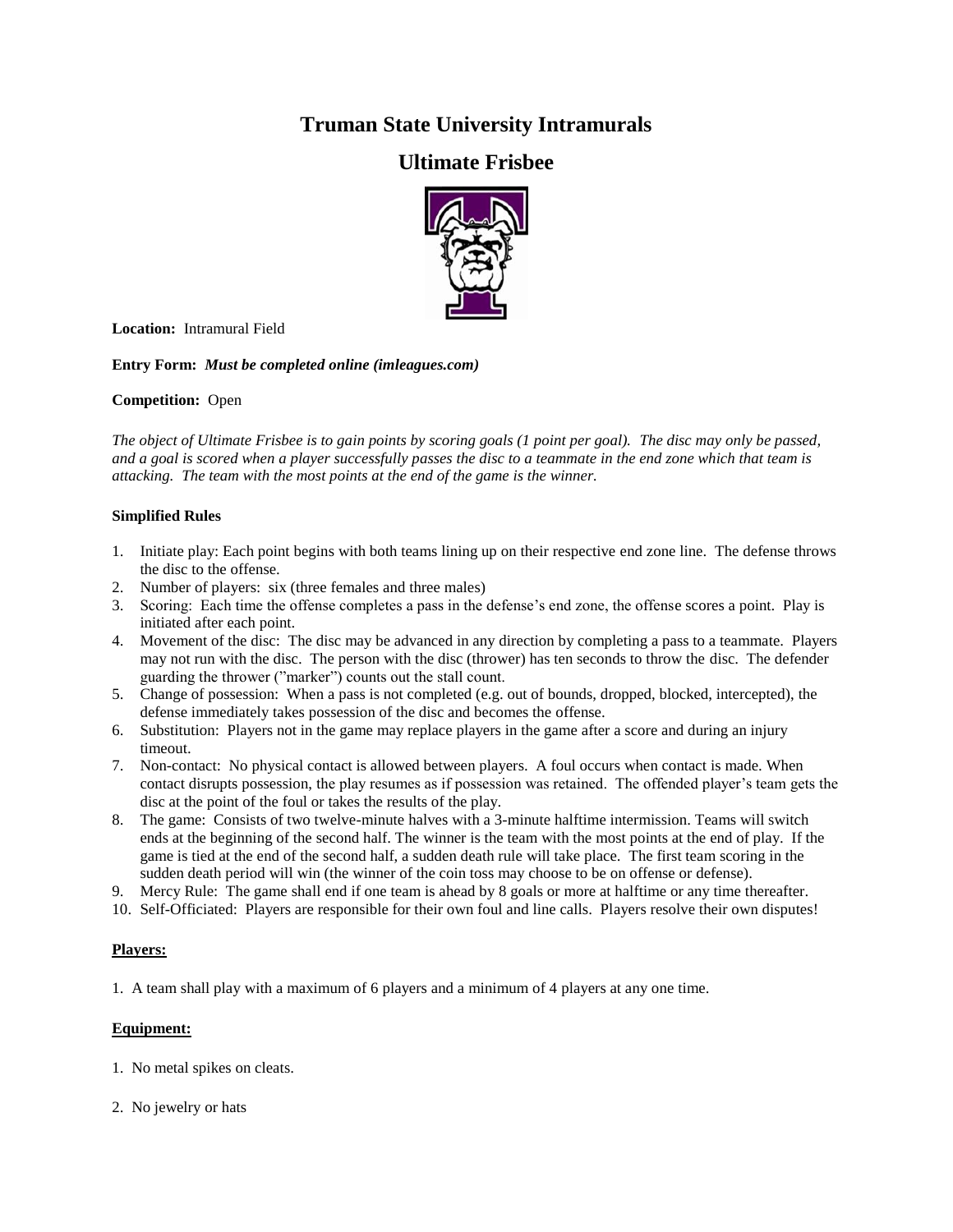# Truman State University Intramurals

## Ultimate Frisbee

**Location:** Intramural Field

**Entry Form:** ***Must be completed online (imleagues.com)***

**Competition:** Open

*The object of Ultimate Frisbee is to gain points by scoring goals (1 point per goal). The disc may only be passed, and a goal is scored when a player successfully passes the disc to a teammate in the end zone which that team is attacking. The team with the most points at the end of the game is the winner.*

**Simplified Rules**

1. Initiate play: Each point begins with both teams lining up on their respective end zone line. The defense throws the disc to the offense.
2. Number of players: six (three females and three males)
3. Scoring: Each time the offense completes a pass in the defense's end zone, the offense scores a point. Play is initiated after each point.
4. Movement of the disc: The disc may be advanced in any direction by completing a pass to a teammate. Players may not run with the disc. The person with the disc (thrower) has ten seconds to throw the disc. The defender guarding the thrower ("marker") counts out the stall count.
5. Change of possession: When a pass is not completed (e.g. out of bounds, dropped, blocked, intercepted), the defense immediately takes possession of the disc and becomes the offense.
6. Substitution: Players not in the game may replace players in the game after a score and during an injury timeout.
7. Non-contact: No physical contact is allowed between players. A foul occurs when contact is made. When contact disrupts possession, the play resumes as if possession was retained. The offended player's team gets the disc at the point of the foul or takes the results of the play.
8. The game: Consists of two twelve-minute halves with a 3-minute halftime intermission. Teams will switch ends at the beginning of the second half. The winner is the team with the most points at the end of play. If the game is tied at the end of the second half, a sudden death rule will take place. The first team scoring in the sudden death period will win (the winner of the coin toss may choose to be on offense or defense).
9. Mercy Rule: The game shall end if one team is ahead by 8 goals or more at halftime or any time thereafter.
10. Self-Officiated: Players are responsible for their own foul and line calls. Players resolve their own disputes!

**<u>Players:</u>**

1. A team shall play with a maximum of 6 players and a minimum of 4 players at any one time.

**<u>Equipment:</u>**

1. No metal spikes on cleats.

2. No jewelry or hats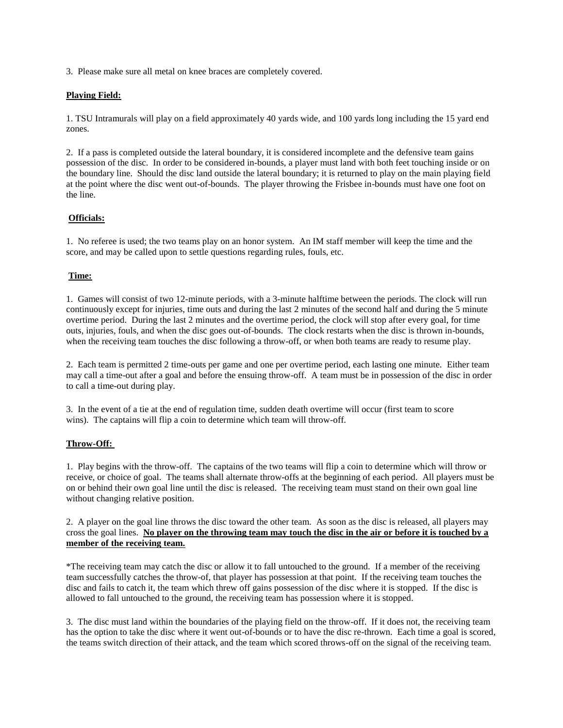3. Please make sure all metal on knee braces are completely covered.

**Playing Field:**

1. TSU Intramurals will play on a field approximately 40 yards wide, and 100 yards long including the 15 yard end zones.

2. If a pass is completed outside the lateral boundary, it is considered incomplete and the defensive team gains possession of the disc. In order to be considered in-bounds, a player must land with both feet touching inside or on the boundary line. Should the disc land outside the lateral boundary; it is returned to play on the main playing field at the point where the disc went out-of-bounds. The player throwing the Frisbee in-bounds must have one foot on the line.

**Officials:**

1. No referee is used; the two teams play on an honor system. An IM staff member will keep the time and the score, and may be called upon to settle questions regarding rules, fouls, etc.

**Time:**

1. Games will consist of two 12-minute periods, with a 3-minute halftime between the periods. The clock will run continuously except for injuries, time outs and during the last 2 minutes of the second half and during the 5 minute overtime period. During the last 2 minutes and the overtime period, the clock will stop after every goal, for time outs, injuries, fouls, and when the disc goes out-of-bounds. The clock restarts when the disc is thrown in-bounds, when the receiving team touches the disc following a throw-off, or when both teams are ready to resume play.

2. Each team is permitted 2 time-outs per game and one per overtime period, each lasting one minute. Either team may call a time-out after a goal and before the ensuing throw-off. A team must be in possession of the disc in order to call a time-out during play.

3. In the event of a tie at the end of regulation time, sudden death overtime will occur (first team to score wins). The captains will flip a coin to determine which team will throw-off.

**Throw-Off:**

1. Play begins with the throw-off. The captains of the two teams will flip a coin to determine which will throw or receive, or choice of goal. The teams shall alternate throw-offs at the beginning of each period. All players must be on or behind their own goal line until the disc is released. The receiving team must stand on their own goal line without changing relative position.

2. A player on the goal line throws the disc toward the other team. As soon as the disc is released, all players may cross the goal lines. **No player on the throwing team may touch the disc in the air or before it is touched by a member of the receiving team.**

*The receiving team may catch the disc or allow it to fall untouched to the ground. If a member of the receiving team successfully catches the throw-of, that player has possession at that point. If the receiving team touches the disc and fails to catch it, the team which threw off gains possession of the disc where it is stopped. If the disc is allowed to fall untouched to the ground, the receiving team has possession where it is stopped.

3. The disc must land within the boundaries of the playing field on the throw-off. If it does not, the receiving team has the option to take the disc where it went out-of-bounds or to have the disc re-thrown. Each time a goal is scored, the teams switch direction of their attack, and the team which scored throws-off on the signal of the receiving team.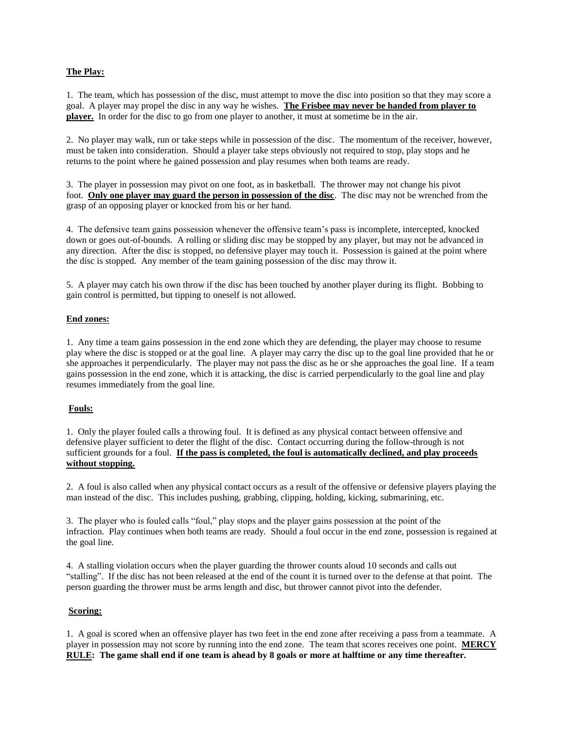**<u>The Play:</u>**

1. The team, which has possession of the disc, must attempt to move the disc into position so that they may score a goal. A player may propel the disc in any way he wishes. **<u>The Frisbee may never be handed from player to player.</u>** In order for the disc to go from one player to another, it must at sometime be in the air.

2. No player may walk, run or take steps while in possession of the disc. The momentum of the receiver, however, must be taken into consideration. Should a player take steps obviously not required to stop, play stops and he returns to the point where he gained possession and play resumes when both teams are ready.

3. The player in possession may pivot on one foot, as in basketball. The thrower may not change his pivot foot. **<u>Only one player may guard the person in possession of the disc</u>**. The disc may not be wrenched from the grasp of an opposing player or knocked from his or her hand.

4. The defensive team gains possession whenever the offensive team's pass is incomplete, intercepted, knocked down or goes out-of-bounds. A rolling or sliding disc may be stopped by any player, but may not be advanced in any direction. After the disc is stopped, no defensive player may touch it. Possession is gained at the point where the disc is stopped. Any member of the team gaining possession of the disc may throw it.

5. A player may catch his own throw if the disc has been touched by another player during its flight. Bobbing to gain control is permitted, but tipping to oneself is not allowed.

**<u>End zones:</u>**

1. Any time a team gains possession in the end zone which they are defending, the player may choose to resume play where the disc is stopped or at the goal line. A player may carry the disc up to the goal line provided that he or she approaches it perpendicularly. The player may not pass the disc as he or she approaches the goal line. If a team gains possession in the end zone, which it is attacking, the disc is carried perpendicularly to the goal line and play resumes immediately from the goal line.

**<u>Fouls:</u>**

1. Only the player fouled calls a throwing foul. It is defined as any physical contact between offensive and defensive player sufficient to deter the flight of the disc. Contact occurring during the follow-through is not sufficient grounds for a foul. **<u>If the pass is completed, the foul is automatically declined, and play proceeds without stopping.</u>**

2. A foul is also called when any physical contact occurs as a result of the offensive or defensive players playing the man instead of the disc. This includes pushing, grabbing, clipping, holding, kicking, submarining, etc.

3. The player who is fouled calls "foul," play stops and the player gains possession at the point of the infraction. Play continues when both teams are ready. Should a foul occur in the end zone, possession is regained at the goal line.

4. A stalling violation occurs when the player guarding the thrower counts aloud 10 seconds and calls out "stalling". If the disc has not been released at the end of the count it is turned over to the defense at that point. The person guarding the thrower must be arms length and disc, but thrower cannot pivot into the defender.

**<u>Scoring:</u>**

1. A goal is scored when an offensive player has two feet in the end zone after receiving a pass from a teammate. A player in possession may not score by running into the end zone. The team that scores receives one point. **<u>MERCY RULE</u>: The game shall end if one team is ahead by 8 goals or more at halftime or any time thereafter.**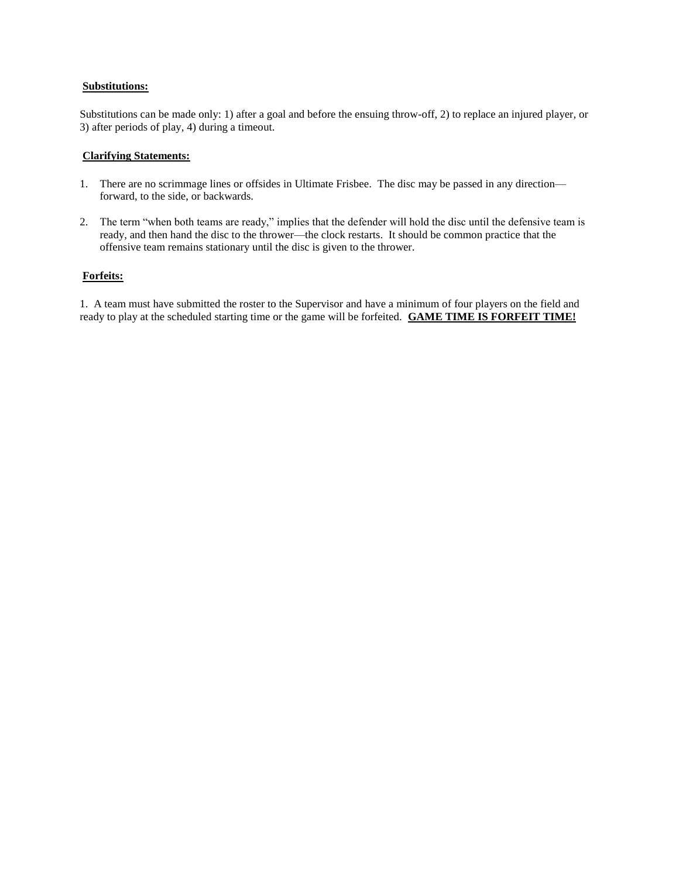**Substitutions:**

Substitutions can be made only: 1) after a goal and before the ensuing throw-off, 2) to replace an injured player, or 3) after periods of play, 4) during a timeout.

**Clarifying Statements:**

1. There are no scrimmage lines or offsides in Ultimate Frisbee. The disc may be passed in any direction—forward, to the side, or backwards.

2. The term "when both teams are ready," implies that the defender will hold the disc until the defensive team is ready, and then hand the disc to the thrower—the clock restarts. It should be common practice that the offensive team remains stationary until the disc is given to the thrower.

**Forfeits:**

1. A team must have submitted the roster to the Supervisor and have a minimum of four players on the field and ready to play at the scheduled starting time or the game will be forfeited. **GAME TIME IS FORFEIT TIME!**